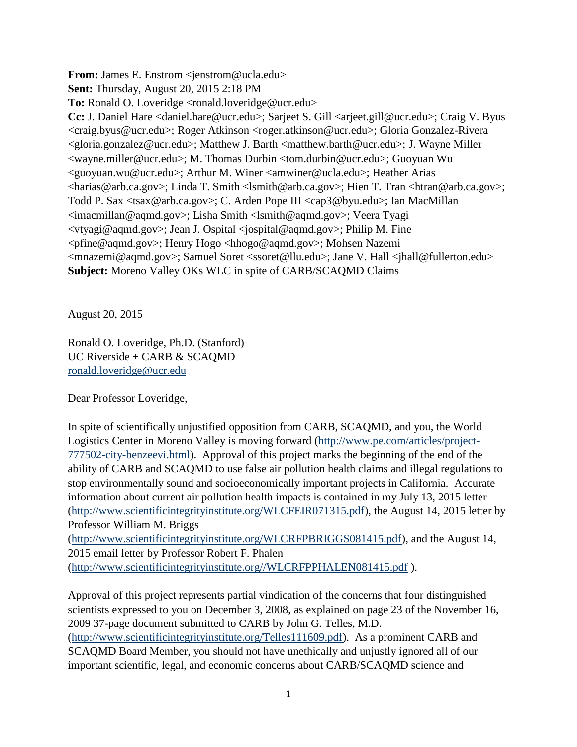**From:** James E. Enstrom <jenstrom@ucla.edu>
**Sent:** Thursday, August 20, 2015 2:18 PM
**To:** Ronald O. Loveridge <ronald.loveridge@ucr.edu>
**Cc:** J. Daniel Hare <daniel.hare@ucr.edu>; Sarjeet S. Gill <arjeet.gill@ucr.edu>; Craig V. Byus <craig.byus@ucr.edu>; Roger Atkinson <roger.atkinson@ucr.edu>; Gloria Gonzalez-Rivera <gloria.gonzalez@ucr.edu>; Matthew J. Barth <matthew.barth@ucr.edu>; J. Wayne Miller <wayne.miller@ucr.edu>; M. Thomas Durbin <tom.durbin@ucr.edu>; Guoyuan Wu <guoyuan.wu@ucr.edu>; Arthur M. Winer <amwiner@ucla.edu>; Heather Arias <harias@arb.ca.gov>; Linda T. Smith <lsmith@arb.ca.gov>; Hien T. Tran <htran@arb.ca.gov>; Todd P. Sax <tsax@arb.ca.gov>; C. Arden Pope III <cap3@byu.edu>; Ian MacMillan <imacmillan@aqmd.gov>; Lisha Smith <lsmith@aqmd.gov>; Veera Tyagi <vtyagi@aqmd.gov>; Jean J. Ospital <jospital@aqmd.gov>; Philip M. Fine <pfine@aqmd.gov>; Henry Hogo <hhogo@aqmd.gov>; Mohsen Nazemi <mnazemi@aqmd.gov>; Samuel Soret <ssoret@llu.edu>; Jane V. Hall <jhall@fullerton.edu>
**Subject:** Moreno Valley OKs WLC in spite of CARB/SCAQMD Claims

August 20, 2015

Ronald O. Loveridge, Ph.D. (Stanford)
UC Riverside + CARB & SCAQMD
ronald.loveridge@ucr.edu

Dear Professor Loveridge,

In spite of scientifically unjustified opposition from CARB, SCAQMD, and you, the World Logistics Center in Moreno Valley is moving forward (http://www.pe.com/articles/project-777502-city-benzeevi.html). Approval of this project marks the beginning of the end of the ability of CARB and SCAQMD to use false air pollution health claims and illegal regulations to stop environmentally sound and socioeconomically important projects in California. Accurate information about current air pollution health impacts is contained in my July 13, 2015 letter (http://www.scientificintegrityinstitute.org/WLCFEIR071315.pdf), the August 14, 2015 letter by Professor William M. Briggs (http://www.scientificintegrityinstitute.org/WLCRFPBRIGGS081415.pdf), and the August 14, 2015 email letter by Professor Robert F. Phalen (http://www.scientificintegrityinstitute.org//WLCRFPPHALEN081415.pdf ).

Approval of this project represents partial vindication of the concerns that four distinguished scientists expressed to you on December 3, 2008, as explained on page 23 of the November 16, 2009 37-page document submitted to CARB by John G. Telles, M.D. (http://www.scientificintegrityinstitute.org/Telles111609.pdf). As a prominent CARB and SCAQMD Board Member, you should not have unethically and unjustly ignored all of our important scientific, legal, and economic concerns about CARB/SCAQMD science and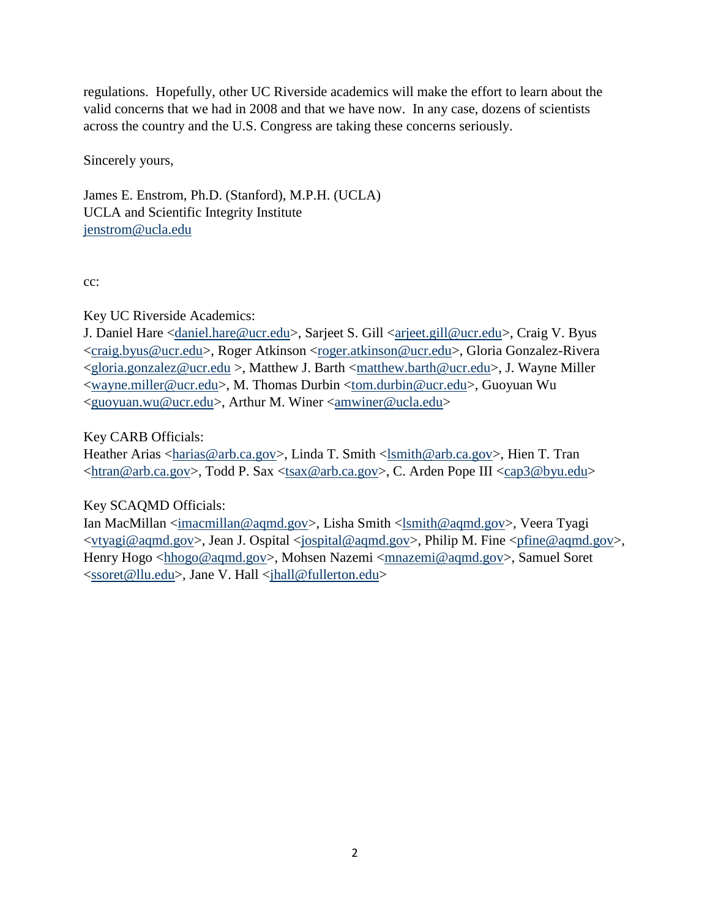regulations. Hopefully, other UC Riverside academics will make the effort to learn about the valid concerns that we had in 2008 and that we have now. In any case, dozens of scientists across the country and the U.S. Congress are taking these concerns seriously.

Sincerely yours,

James E. Enstrom, Ph.D. (Stanford), M.P.H. (UCLA)
UCLA and Scientific Integrity Institute
jenstrom@ucla.edu

cc:

Key UC Riverside Academics:
J. Daniel Hare <daniel.hare@ucr.edu>, Sarjeet S. Gill <arjeet.gill@ucr.edu>, Craig V. Byus <craig.byus@ucr.edu>, Roger Atkinson <roger.atkinson@ucr.edu>, Gloria Gonzalez-Rivera <gloria.gonzalez@ucr.edu >, Matthew J. Barth <matthew.barth@ucr.edu>, J. Wayne Miller <wayne.miller@ucr.edu>, M. Thomas Durbin <tom.durbin@ucr.edu>, Guoyuan Wu <guoyuan.wu@ucr.edu>, Arthur M. Winer <amwiner@ucla.edu>

Key CARB Officials:
Heather Arias <harias@arb.ca.gov>, Linda T. Smith <lsmith@arb.ca.gov>, Hien T. Tran <htran@arb.ca.gov>, Todd P. Sax <tsax@arb.ca.gov>, C. Arden Pope III <cap3@byu.edu>

Key SCAQMD Officials:
Ian MacMillan <imacmillan@aqmd.gov>, Lisha Smith <lsmith@aqmd.gov>, Veera Tyagi <vtyagi@aqmd.gov>, Jean J. Ospital <jospital@aqmd.gov>, Philip M. Fine <pfine@aqmd.gov>, Henry Hogo <hhogo@aqmd.gov>, Mohsen Nazemi <mnazemi@aqmd.gov>, Samuel Soret <ssoret@llu.edu>, Jane V. Hall <jhall@fullerton.edu>